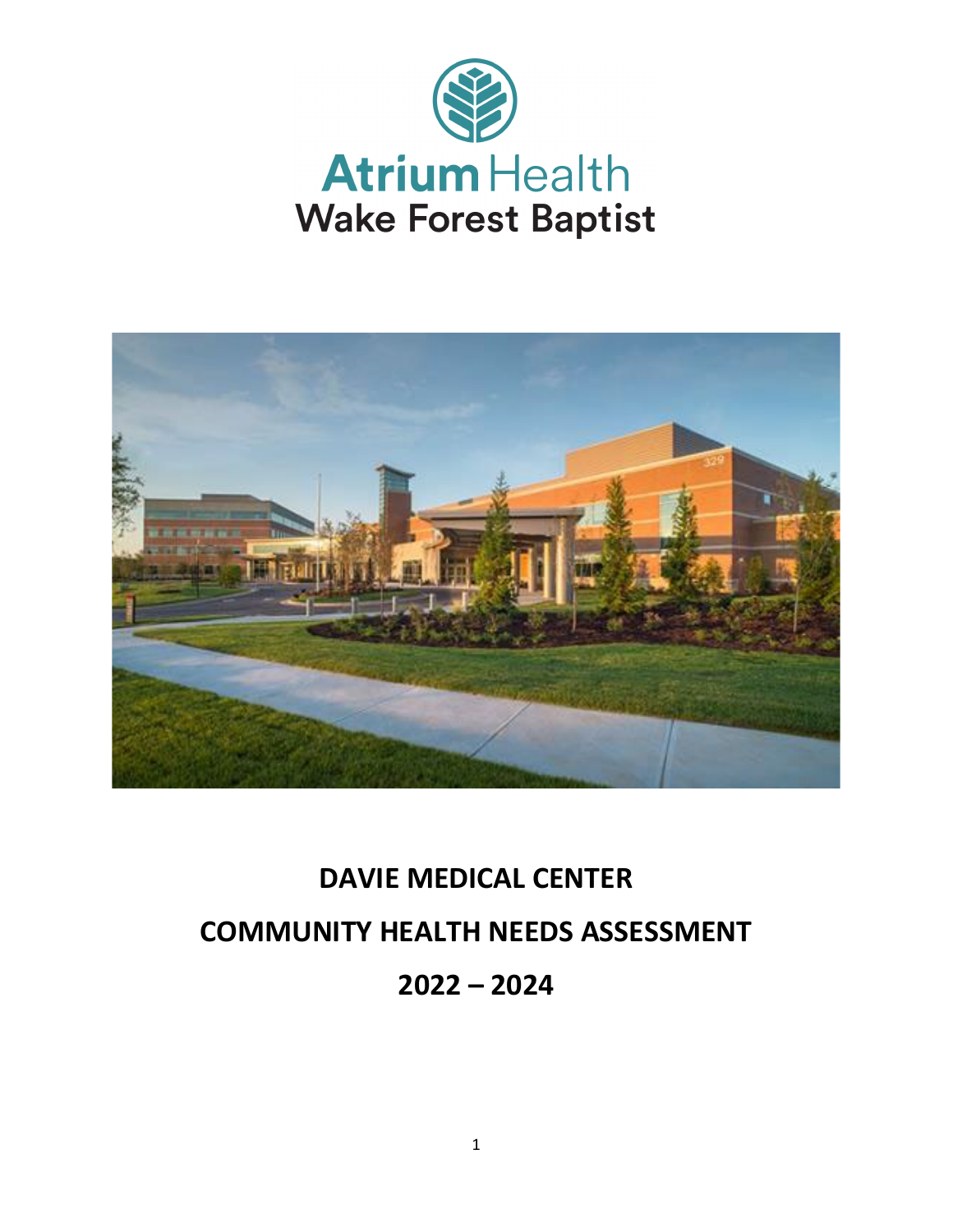Atrium Health
Wake Forest Baptist

# DAVIE MEDICAL CENTER

# COMMUNITY HEALTH NEEDS ASSESSMENT

# 2022 – 2024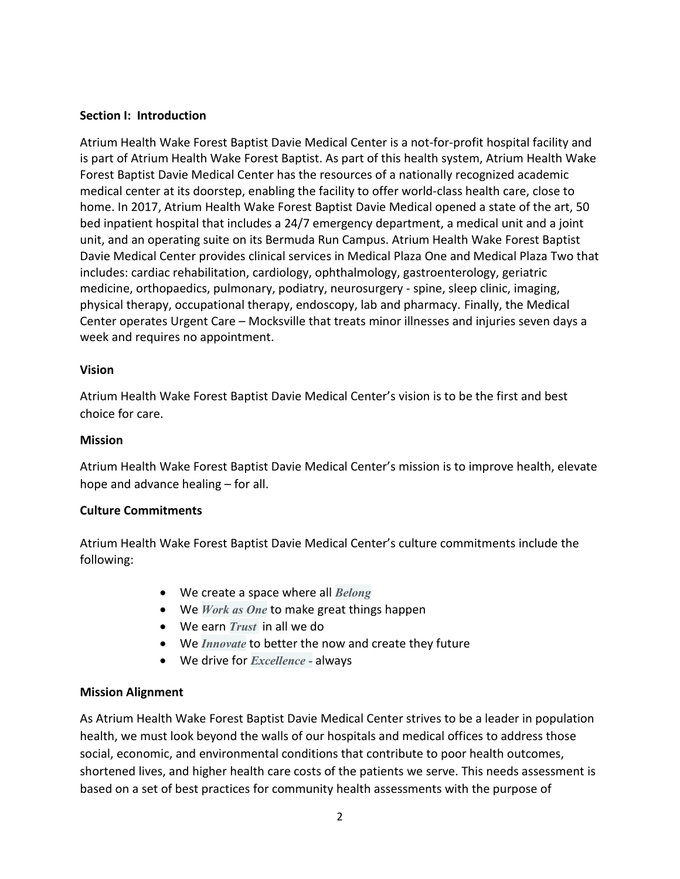## Section I: Introduction

Atrium Health Wake Forest Baptist Davie Medical Center is a not-for-profit hospital facility and is part of Atrium Health Wake Forest Baptist. As part of this health system, Atrium Health Wake Forest Baptist Davie Medical Center has the resources of a nationally recognized academic medical center at its doorstep, enabling the facility to offer world-class health care, close to home. In 2017, Atrium Health Wake Forest Baptist Davie Medical opened a state of the art, 50 bed inpatient hospital that includes a 24/7 emergency department, a medical unit and a joint unit, and an operating suite on its Bermuda Run Campus. Atrium Health Wake Forest Baptist Davie Medical Center provides clinical services in Medical Plaza One and Medical Plaza Two that includes: cardiac rehabilitation, cardiology, ophthalmology, gastroenterology, geriatric medicine, orthopaedics, pulmonary, podiatry, neurosurgery - spine, sleep clinic, imaging, physical therapy, occupational therapy, endoscopy, lab and pharmacy. Finally, the Medical Center operates Urgent Care – Mocksville that treats minor illnesses and injuries seven days a week and requires no appointment.

### Vision

Atrium Health Wake Forest Baptist Davie Medical Center's vision is to be the first and best choice for care.

### Mission

Atrium Health Wake Forest Baptist Davie Medical Center's mission is to improve health, elevate hope and advance healing – for all.

### Culture Commitments

Atrium Health Wake Forest Baptist Davie Medical Center's culture commitments include the following:

- We create a space where all ***Belong***
- We ***Work as One*** to make great things happen
- We earn ***Trust*** in all we do
- We ***Innovate*** to better the now and create they future
- We drive for ***Excellence -*** always

### Mission Alignment

As Atrium Health Wake Forest Baptist Davie Medical Center strives to be a leader in population health, we must look beyond the walls of our hospitals and medical offices to address those social, economic, and environmental conditions that contribute to poor health outcomes, shortened lives, and higher health care costs of the patients we serve. This needs assessment is based on a set of best practices for community health assessments with the purpose of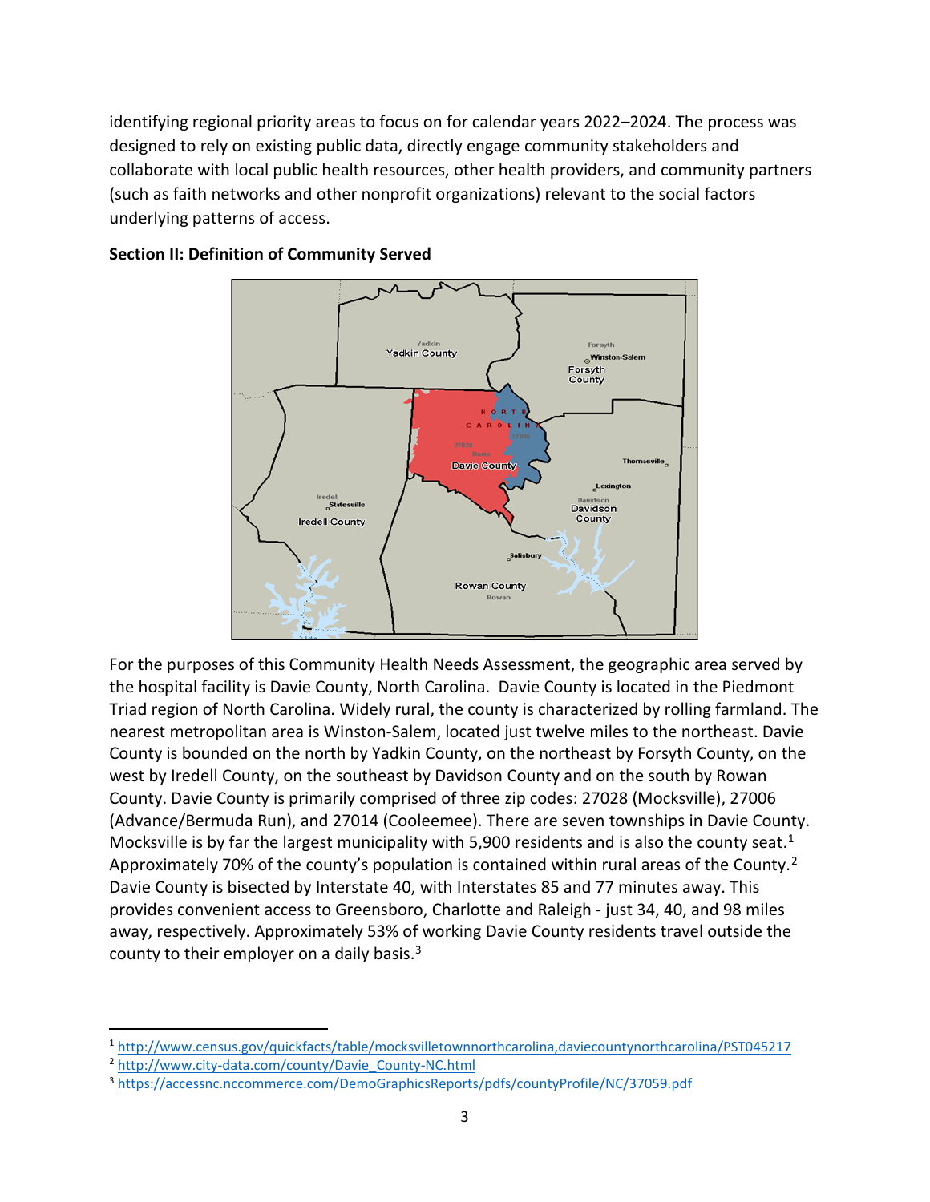identifying regional priority areas to focus on for calendar years 2022–2024. The process was designed to rely on existing public data, directly engage community stakeholders and collaborate with local public health resources, other health providers, and community partners (such as faith networks and other nonprofit organizations) relevant to the social factors underlying patterns of access.

**Section II: Definition of Community Served**

For the purposes of this Community Health Needs Assessment, the geographic area served by the hospital facility is Davie County, North Carolina. Davie County is located in the Piedmont Triad region of North Carolina. Widely rural, the county is characterized by rolling farmland. The nearest metropolitan area is Winston-Salem, located just twelve miles to the northeast. Davie County is bounded on the north by Yadkin County, on the northeast by Forsyth County, on the west by Iredell County, on the southeast by Davidson County and on the south by Rowan County. Davie County is primarily comprised of three zip codes: 27028 (Mocksville), 27006 (Advance/Bermuda Run), and 27014 (Cooleemee). There are seven townships in Davie County. Mocksville is by far the largest municipality with 5,900 residents and is also the county seat.[1] Approximately 70% of the county's population is contained within rural areas of the County.[2] Davie County is bisected by Interstate 40, with Interstates 85 and 77 minutes away. This provides convenient access to Greensboro, Charlotte and Raleigh - just 34, 40, and 98 miles away, respectively. Approximately 53% of working Davie County residents travel outside the county to their employer on a daily basis.[3]

---

[1] http://www.census.gov/quickfacts/table/mocksvilletownnorthcarolina,daviecountynorthcarolina/PST045217

[2] http://www.city-data.com/county/Davie_County-NC.html

[3] https://accessnc.nccommerce.com/DemoGraphicsReports/pdfs/countyProfile/NC/37059.pdf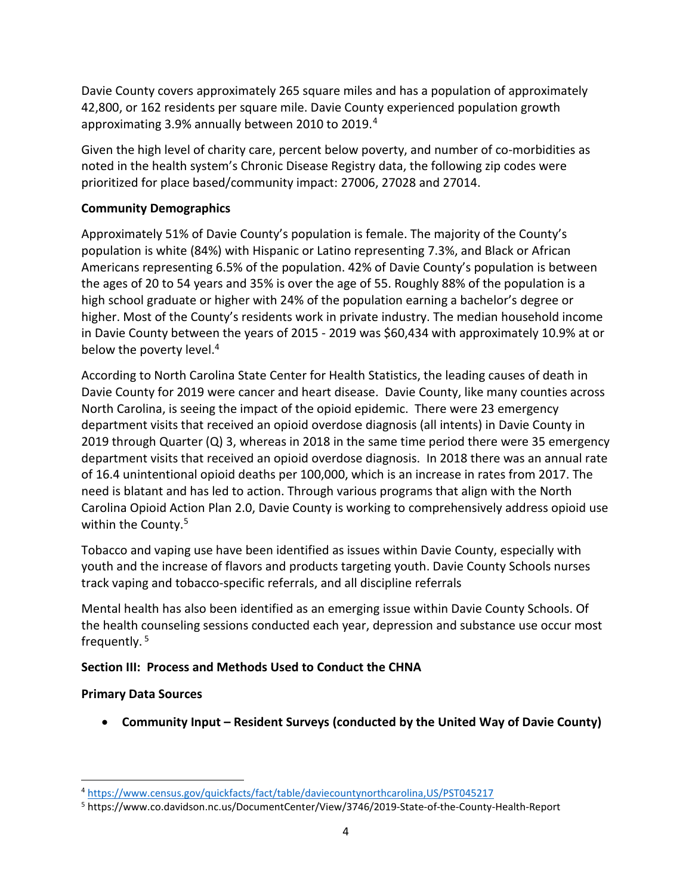Davie County covers approximately 265 square miles and has a population of approximately 42,800, or 162 residents per square mile. Davie County experienced population growth approximating 3.9% annually between 2010 to 2019.[4]

Given the high level of charity care, percent below poverty, and number of co-morbidities as noted in the health system's Chronic Disease Registry data, the following zip codes were prioritized for place based/community impact: 27006, 27028 and 27014.

**Community Demographics**

Approximately 51% of Davie County's population is female. The majority of the County's population is white (84%) with Hispanic or Latino representing 7.3%, and Black or African Americans representing 6.5% of the population. 42% of Davie County's population is between the ages of 20 to 54 years and 35% is over the age of 55. Roughly 88% of the population is a high school graduate or higher with 24% of the population earning a bachelor's degree or higher. Most of the County's residents work in private industry. The median household income in Davie County between the years of 2015 - 2019 was $60,434 with approximately 10.9% at or below the poverty level.[4]

According to North Carolina State Center for Health Statistics, the leading causes of death in Davie County for 2019 were cancer and heart disease. Davie County, like many counties across North Carolina, is seeing the impact of the opioid epidemic. There were 23 emergency department visits that received an opioid overdose diagnosis (all intents) in Davie County in 2019 through Quarter (Q) 3, whereas in 2018 in the same time period there were 35 emergency department visits that received an opioid overdose diagnosis. In 2018 there was an annual rate of 16.4 unintentional opioid deaths per 100,000, which is an increase in rates from 2017. The need is blatant and has led to action. Through various programs that align with the North Carolina Opioid Action Plan 2.0, Davie County is working to comprehensively address opioid use within the County.[5]

Tobacco and vaping use have been identified as issues within Davie County, especially with youth and the increase of flavors and products targeting youth. Davie County Schools nurses track vaping and tobacco-specific referrals, and all discipline referrals

Mental health has also been identified as an emerging issue within Davie County Schools. Of the health counseling sessions conducted each year, depression and substance use occur most frequently. [5]

## Section III: Process and Methods Used to Conduct the CHNA

**Primary Data Sources**

- **Community Input – Resident Surveys (conducted by the United Way of Davie County)**

---

[4] https://www.census.gov/quickfacts/fact/table/daviecountynorthcarolina,US/PST045217

[5] https://www.co.davidson.nc.us/DocumentCenter/View/3746/2019-State-of-the-County-Health-Report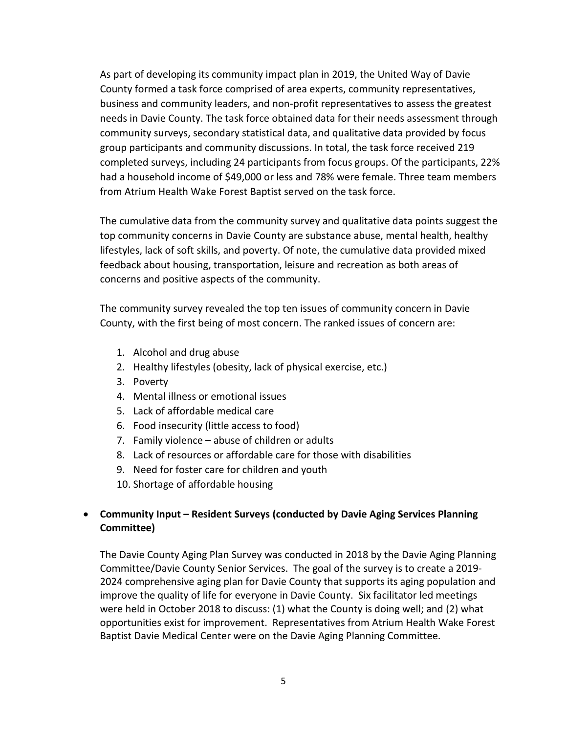As part of developing its community impact plan in 2019, the United Way of Davie County formed a task force comprised of area experts, community representatives, business and community leaders, and non-profit representatives to assess the greatest needs in Davie County. The task force obtained data for their needs assessment through community surveys, secondary statistical data, and qualitative data provided by focus group participants and community discussions. In total, the task force received 219 completed surveys, including 24 participants from focus groups. Of the participants, 22% had a household income of $49,000 or less and 78% were female. Three team members from Atrium Health Wake Forest Baptist served on the task force.

The cumulative data from the community survey and qualitative data points suggest the top community concerns in Davie County are substance abuse, mental health, healthy lifestyles, lack of soft skills, and poverty. Of note, the cumulative data provided mixed feedback about housing, transportation, leisure and recreation as both areas of concerns and positive aspects of the community.

The community survey revealed the top ten issues of community concern in Davie County, with the first being of most concern. The ranked issues of concern are:

1. Alcohol and drug abuse
2. Healthy lifestyles (obesity, lack of physical exercise, etc.)
3. Poverty
4. Mental illness or emotional issues
5. Lack of affordable medical care
6. Food insecurity (little access to food)
7. Family violence – abuse of children or adults
8. Lack of resources or affordable care for those with disabilities
9. Need for foster care for children and youth
10. Shortage of affordable housing

- **Community Input – Resident Surveys (conducted by Davie Aging Services Planning Committee)**

  The Davie County Aging Plan Survey was conducted in 2018 by the Davie Aging Planning Committee/Davie County Senior Services. The goal of the survey is to create a 2019-2024 comprehensive aging plan for Davie County that supports its aging population and improve the quality of life for everyone in Davie County. Six facilitator led meetings were held in October 2018 to discuss: (1) what the County is doing well; and (2) what opportunities exist for improvement. Representatives from Atrium Health Wake Forest Baptist Davie Medical Center were on the Davie Aging Planning Committee.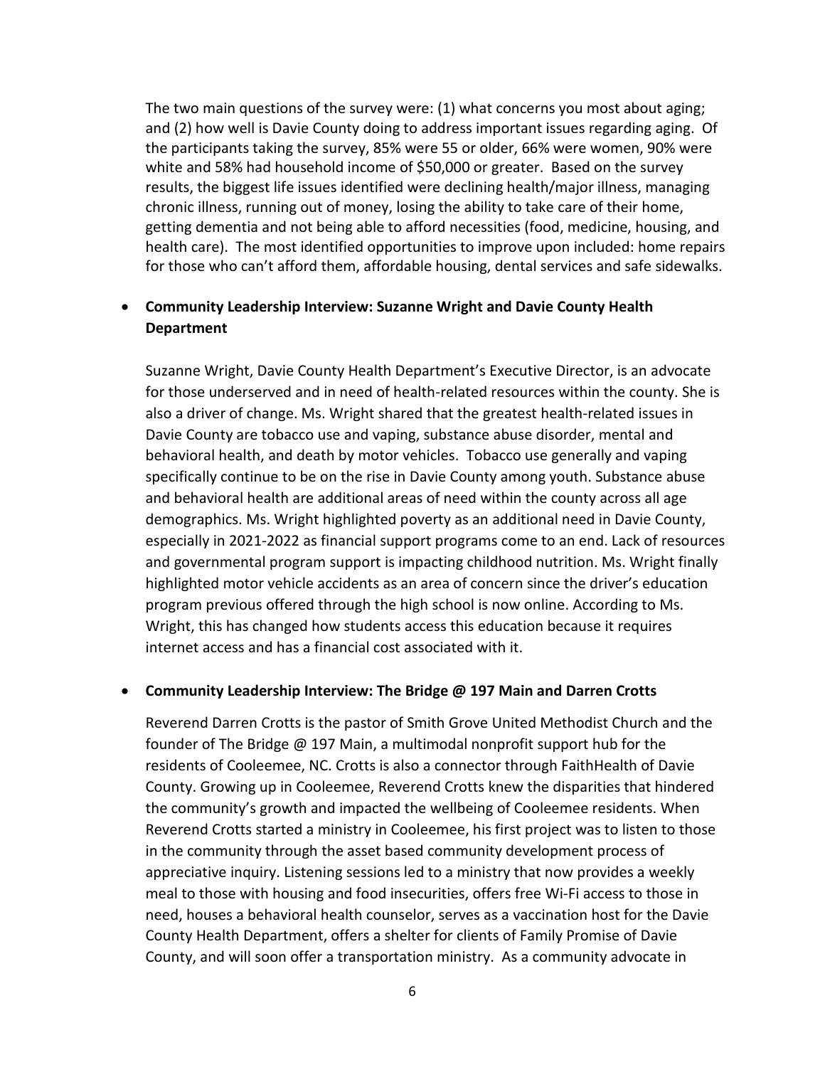The two main questions of the survey were: (1) what concerns you most about aging; and (2) how well is Davie County doing to address important issues regarding aging. Of the participants taking the survey, 85% were 55 or older, 66% were women, 90% were white and 58% had household income of $50,000 or greater. Based on the survey results, the biggest life issues identified were declining health/major illness, managing chronic illness, running out of money, losing the ability to take care of their home, getting dementia and not being able to afford necessities (food, medicine, housing, and health care). The most identified opportunities to improve upon included: home repairs for those who can't afford them, affordable housing, dental services and safe sidewalks.

- **Community Leadership Interview: Suzanne Wright and Davie County Health Department**

  Suzanne Wright, Davie County Health Department's Executive Director, is an advocate for those underserved and in need of health-related resources within the county. She is also a driver of change. Ms. Wright shared that the greatest health-related issues in Davie County are tobacco use and vaping, substance abuse disorder, mental and behavioral health, and death by motor vehicles. Tobacco use generally and vaping specifically continue to be on the rise in Davie County among youth. Substance abuse and behavioral health are additional areas of need within the county across all age demographics. Ms. Wright highlighted poverty as an additional need in Davie County, especially in 2021-2022 as financial support programs come to an end. Lack of resources and governmental program support is impacting childhood nutrition. Ms. Wright finally highlighted motor vehicle accidents as an area of concern since the driver's education program previous offered through the high school is now online. According to Ms. Wright, this has changed how students access this education because it requires internet access and has a financial cost associated with it.

- **Community Leadership Interview: The Bridge @ 197 Main and Darren Crotts**

  Reverend Darren Crotts is the pastor of Smith Grove United Methodist Church and the founder of The Bridge @ 197 Main, a multimodal nonprofit support hub for the residents of Cooleemee, NC. Crotts is also a connector through FaithHealth of Davie County. Growing up in Cooleemee, Reverend Crotts knew the disparities that hindered the community's growth and impacted the wellbeing of Cooleemee residents. When Reverend Crotts started a ministry in Cooleemee, his first project was to listen to those in the community through the asset based community development process of appreciative inquiry. Listening sessions led to a ministry that now provides a weekly meal to those with housing and food insecurities, offers free Wi-Fi access to those in need, houses a behavioral health counselor, serves as a vaccination host for the Davie County Health Department, offers a shelter for clients of Family Promise of Davie County, and will soon offer a transportation ministry. As a community advocate in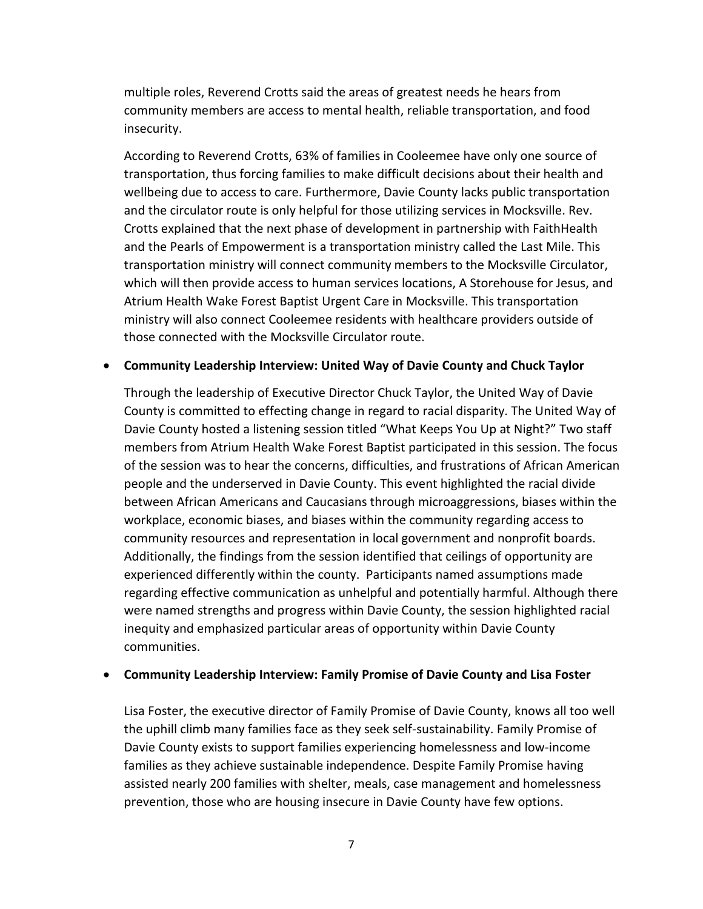multiple roles, Reverend Crotts said the areas of greatest needs he hears from community members are access to mental health, reliable transportation, and food insecurity.

According to Reverend Crotts, 63% of families in Cooleemee have only one source of transportation, thus forcing families to make difficult decisions about their health and wellbeing due to access to care. Furthermore, Davie County lacks public transportation and the circulator route is only helpful for those utilizing services in Mocksville. Rev. Crotts explained that the next phase of development in partnership with FaithHealth and the Pearls of Empowerment is a transportation ministry called the Last Mile. This transportation ministry will connect community members to the Mocksville Circulator, which will then provide access to human services locations, A Storehouse for Jesus, and Atrium Health Wake Forest Baptist Urgent Care in Mocksville. This transportation ministry will also connect Cooleemee residents with healthcare providers outside of those connected with the Mocksville Circulator route.

- **Community Leadership Interview: United Way of Davie County and Chuck Taylor**

  Through the leadership of Executive Director Chuck Taylor, the United Way of Davie County is committed to effecting change in regard to racial disparity. The United Way of Davie County hosted a listening session titled "What Keeps You Up at Night?" Two staff members from Atrium Health Wake Forest Baptist participated in this session. The focus of the session was to hear the concerns, difficulties, and frustrations of African American people and the underserved in Davie County. This event highlighted the racial divide between African Americans and Caucasians through microaggressions, biases within the workplace, economic biases, and biases within the community regarding access to community resources and representation in local government and nonprofit boards. Additionally, the findings from the session identified that ceilings of opportunity are experienced differently within the county. Participants named assumptions made regarding effective communication as unhelpful and potentially harmful. Although there were named strengths and progress within Davie County, the session highlighted racial inequity and emphasized particular areas of opportunity within Davie County communities.

- **Community Leadership Interview: Family Promise of Davie County and Lisa Foster**

  Lisa Foster, the executive director of Family Promise of Davie County, knows all too well the uphill climb many families face as they seek self-sustainability. Family Promise of Davie County exists to support families experiencing homelessness and low-income families as they achieve sustainable independence. Despite Family Promise having assisted nearly 200 families with shelter, meals, case management and homelessness prevention, those who are housing insecure in Davie County have few options.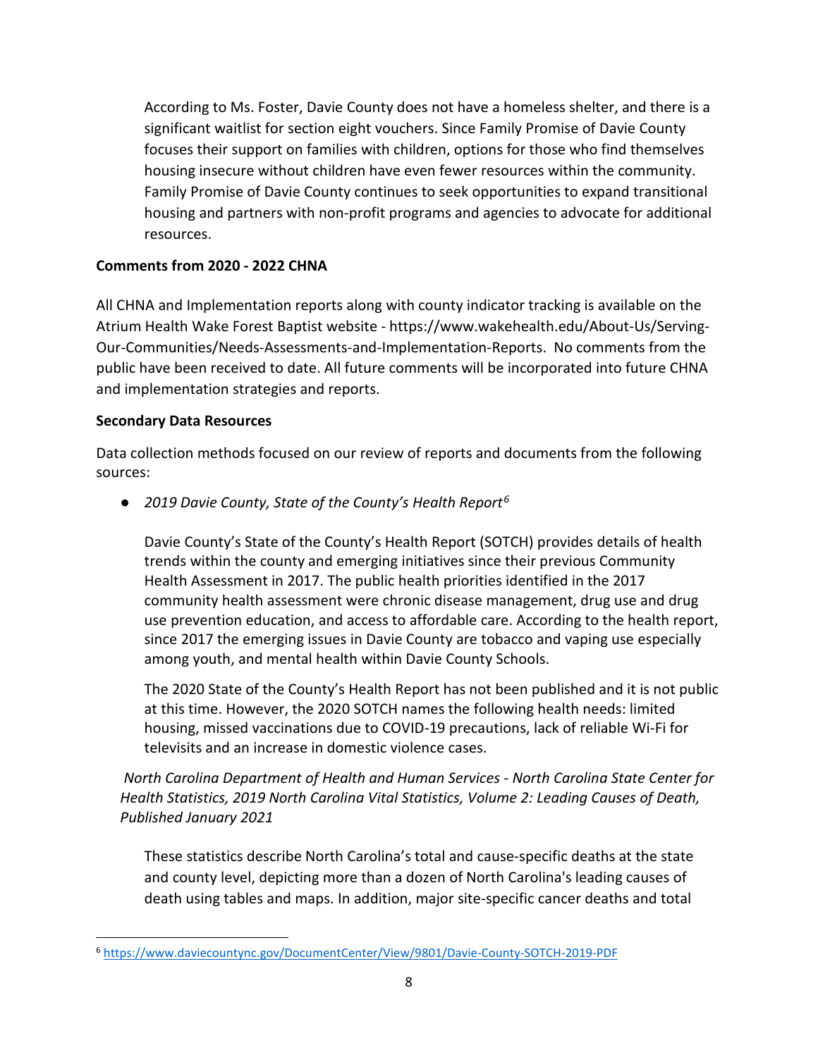According to Ms. Foster, Davie County does not have a homeless shelter, and there is a significant waitlist for section eight vouchers. Since Family Promise of Davie County focuses their support on families with children, options for those who find themselves housing insecure without children have even fewer resources within the community. Family Promise of Davie County continues to seek opportunities to expand transitional housing and partners with non-profit programs and agencies to advocate for additional resources.

**Comments from 2020 - 2022 CHNA**

All CHNA and Implementation reports along with county indicator tracking is available on the Atrium Health Wake Forest Baptist website - https://www.wakehealth.edu/About-Us/Serving-Our-Communities/Needs-Assessments-and-Implementation-Reports. No comments from the public have been received to date. All future comments will be incorporated into future CHNA and implementation strategies and reports.

**Secondary Data Resources**

Data collection methods focused on our review of reports and documents from the following sources:

- *2019 Davie County, State of the County's Health Report*[6]

  Davie County's State of the County's Health Report (SOTCH) provides details of health trends within the county and emerging initiatives since their previous Community Health Assessment in 2017. The public health priorities identified in the 2017 community health assessment were chronic disease management, drug use and drug use prevention education, and access to affordable care. According to the health report, since 2017 the emerging issues in Davie County are tobacco and vaping use especially among youth, and mental health within Davie County Schools.

  The 2020 State of the County's Health Report has not been published and it is not public at this time. However, the 2020 SOTCH names the following health needs: limited housing, missed vaccinations due to COVID-19 precautions, lack of reliable Wi-Fi for televisits and an increase in domestic violence cases.

*North Carolina Department of Health and Human Services - North Carolina State Center for Health Statistics, 2019 North Carolina Vital Statistics, Volume 2: Leading Causes of Death, Published January 2021*

These statistics describe North Carolina's total and cause-specific deaths at the state and county level, depicting more than a dozen of North Carolina's leading causes of death using tables and maps. In addition, major site-specific cancer deaths and total

---

[6] https://www.daviecountync.gov/DocumentCenter/View/9801/Davie-County-SOTCH-2019-PDF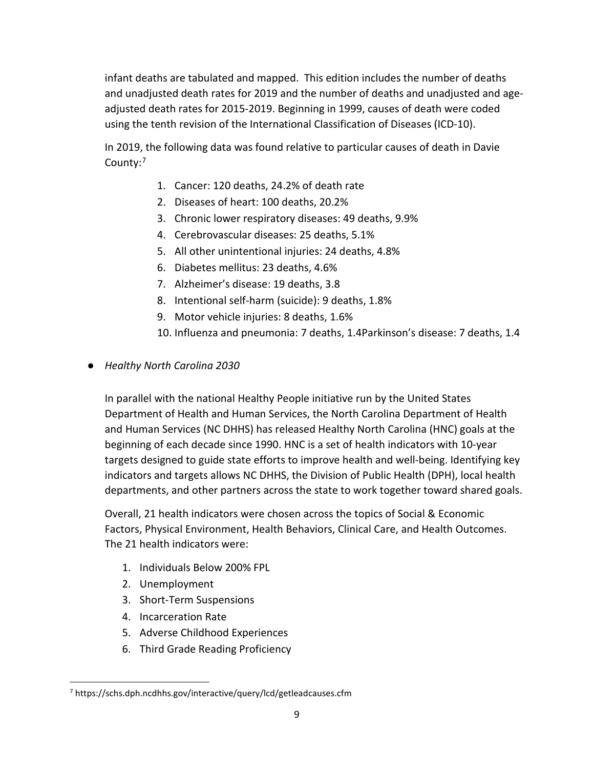infant deaths are tabulated and mapped. This edition includes the number of deaths and unadjusted death rates for 2019 and the number of deaths and unadjusted and age-adjusted death rates for 2015-2019. Beginning in 1999, causes of death were coded using the tenth revision of the International Classification of Diseases (ICD-10).

In 2019, the following data was found relative to particular causes of death in Davie County:[7]

1. Cancer: 120 deaths, 24.2% of death rate
2. Diseases of heart: 100 deaths, 20.2%
3. Chronic lower respiratory diseases: 49 deaths, 9.9%
4. Cerebrovascular diseases: 25 deaths, 5.1%
5. All other unintentional injuries: 24 deaths, 4.8%
6. Diabetes mellitus: 23 deaths, 4.6%
7. Alzheimer's disease: 19 deaths, 3.8
8. Intentional self-harm (suicide): 9 deaths, 1.8%
9. Motor vehicle injuries: 8 deaths, 1.6%
10. Influenza and pneumonia: 7 deaths, 1.4Parkinson's disease: 7 deaths, 1.4

- *Healthy North Carolina 2030*

  In parallel with the national Healthy People initiative run by the United States Department of Health and Human Services, the North Carolina Department of Health and Human Services (NC DHHS) has released Healthy North Carolina (HNC) goals at the beginning of each decade since 1990. HNC is a set of health indicators with 10-year targets designed to guide state efforts to improve health and well-being. Identifying key indicators and targets allows NC DHHS, the Division of Public Health (DPH), local health departments, and other partners across the state to work together toward shared goals.

  Overall, 21 health indicators were chosen across the topics of Social & Economic Factors, Physical Environment, Health Behaviors, Clinical Care, and Health Outcomes. The 21 health indicators were:

  1. Individuals Below 200% FPL
  2. Unemployment
  3. Short-Term Suspensions
  4. Incarceration Rate
  5. Adverse Childhood Experiences
  6. Third Grade Reading Proficiency

[7] https://schs.dph.ncdhhs.gov/interactive/query/lcd/getleadcauses.cfm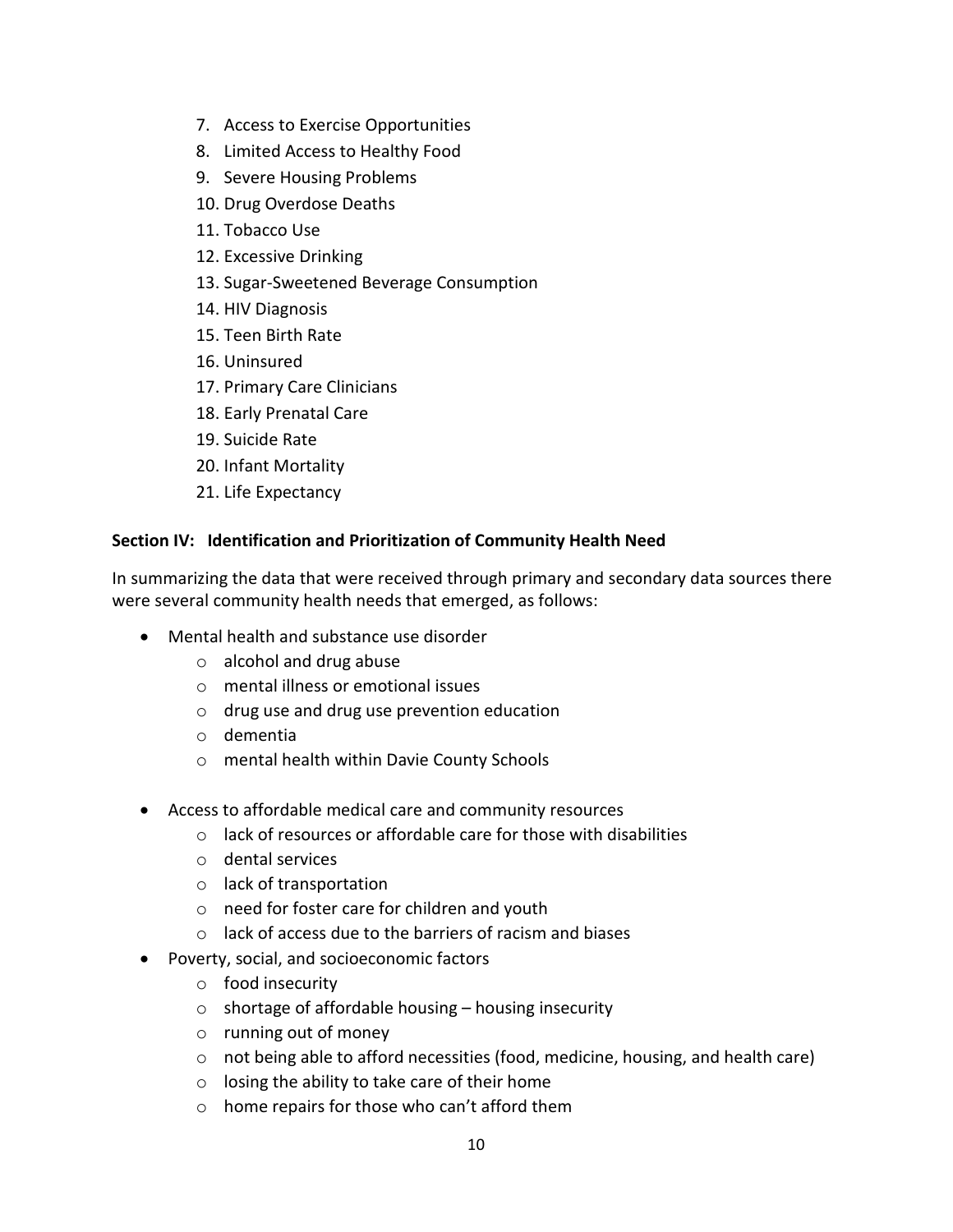7. Access to Exercise Opportunities
8. Limited Access to Healthy Food
9. Severe Housing Problems
10. Drug Overdose Deaths
11. Tobacco Use
12. Excessive Drinking
13. Sugar-Sweetened Beverage Consumption
14. HIV Diagnosis
15. Teen Birth Rate
16. Uninsured
17. Primary Care Clinicians
18. Early Prenatal Care
19. Suicide Rate
20. Infant Mortality
21. Life Expectancy

**Section IV: Identification and Prioritization of Community Health Need**

In summarizing the data that were received through primary and secondary data sources there were several community health needs that emerged, as follows:

- Mental health and substance use disorder
  - alcohol and drug abuse
  - mental illness or emotional issues
  - drug use and drug use prevention education
  - dementia
  - mental health within Davie County Schools

- Access to affordable medical care and community resources
  - lack of resources or affordable care for those with disabilities
  - dental services
  - lack of transportation
  - need for foster care for children and youth
  - lack of access due to the barriers of racism and biases
- Poverty, social, and socioeconomic factors
  - food insecurity
  - shortage of affordable housing – housing insecurity
  - running out of money
  - not being able to afford necessities (food, medicine, housing, and health care)
  - losing the ability to take care of their home
  - home repairs for those who can't afford them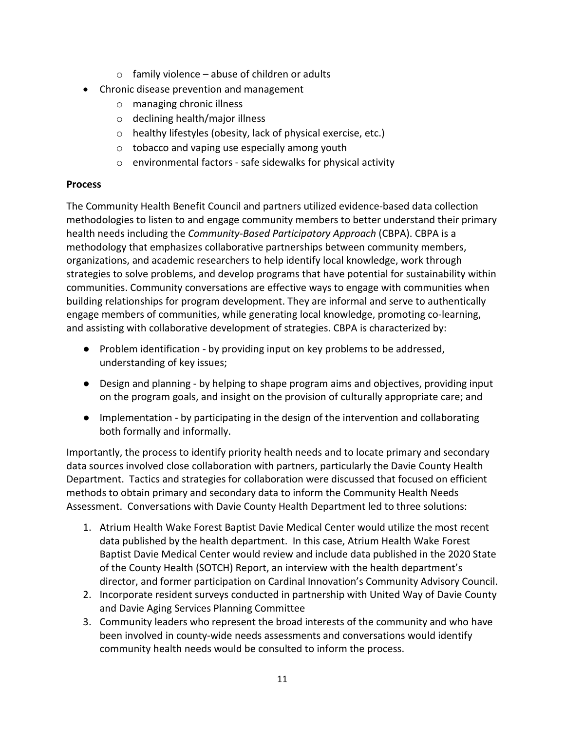- family violence – abuse of children or adults
- Chronic disease prevention and management
  - managing chronic illness
  - declining health/major illness
  - healthy lifestyles (obesity, lack of physical exercise, etc.)
  - tobacco and vaping use especially among youth
  - environmental factors - safe sidewalks for physical activity

**Process**

The Community Health Benefit Council and partners utilized evidence-based data collection methodologies to listen to and engage community members to better understand their primary health needs including the *Community-Based Participatory Approach* (CBPA). CBPA is a methodology that emphasizes collaborative partnerships between community members, organizations, and academic researchers to help identify local knowledge, work through strategies to solve problems, and develop programs that have potential for sustainability within communities. Community conversations are effective ways to engage with communities when building relationships for program development. They are informal and serve to authentically engage members of communities, while generating local knowledge, promoting co-learning, and assisting with collaborative development of strategies. CBPA is characterized by:

- Problem identification - by providing input on key problems to be addressed, understanding of key issues;
- Design and planning - by helping to shape program aims and objectives, providing input on the program goals, and insight on the provision of culturally appropriate care; and
- Implementation - by participating in the design of the intervention and collaborating both formally and informally.

Importantly, the process to identify priority health needs and to locate primary and secondary data sources involved close collaboration with partners, particularly the Davie County Health Department. Tactics and strategies for collaboration were discussed that focused on efficient methods to obtain primary and secondary data to inform the Community Health Needs Assessment. Conversations with Davie County Health Department led to three solutions:

1. Atrium Health Wake Forest Baptist Davie Medical Center would utilize the most recent data published by the health department. In this case, Atrium Health Wake Forest Baptist Davie Medical Center would review and include data published in the 2020 State of the County Health (SOTCH) Report, an interview with the health department's director, and former participation on Cardinal Innovation's Community Advisory Council.
2. Incorporate resident surveys conducted in partnership with United Way of Davie County and Davie Aging Services Planning Committee
3. Community leaders who represent the broad interests of the community and who have been involved in county-wide needs assessments and conversations would identify community health needs would be consulted to inform the process.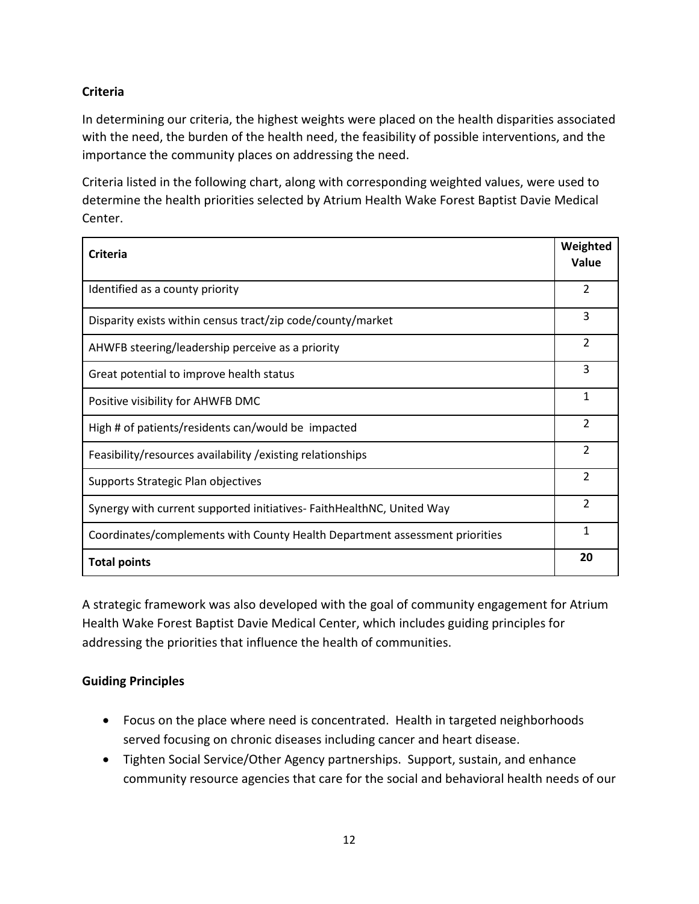### Criteria

In determining our criteria, the highest weights were placed on the health disparities associated with the need, the burden of the health need, the feasibility of possible interventions, and the importance the community places on addressing the need.

Criteria listed in the following chart, along with corresponding weighted values, were used to determine the health priorities selected by Atrium Health Wake Forest Baptist Davie Medical Center.

| Criteria | Weighted Value |
|---|---|
| Identified as a county priority | 2 |
| Disparity exists within census tract/zip code/county/market | 3 |
| AHWFB steering/leadership perceive as a priority | 2 |
| Great potential to improve health status | 3 |
| Positive visibility for AHWFB DMC | 1 |
| High # of patients/residents can/would be impacted | 2 |
| Feasibility/resources availability /existing relationships | 2 |
| Supports Strategic Plan objectives | 2 |
| Synergy with current supported initiatives- FaithHealthNC, United Way | 2 |
| Coordinates/complements with County Health Department assessment priorities | 1 |
| **Total points** | **20** |

A strategic framework was also developed with the goal of community engagement for Atrium Health Wake Forest Baptist Davie Medical Center, which includes guiding principles for addressing the priorities that influence the health of communities.

### Guiding Principles

- Focus on the place where need is concentrated. Health in targeted neighborhoods served focusing on chronic diseases including cancer and heart disease.
- Tighten Social Service/Other Agency partnerships. Support, sustain, and enhance community resource agencies that care for the social and behavioral health needs of our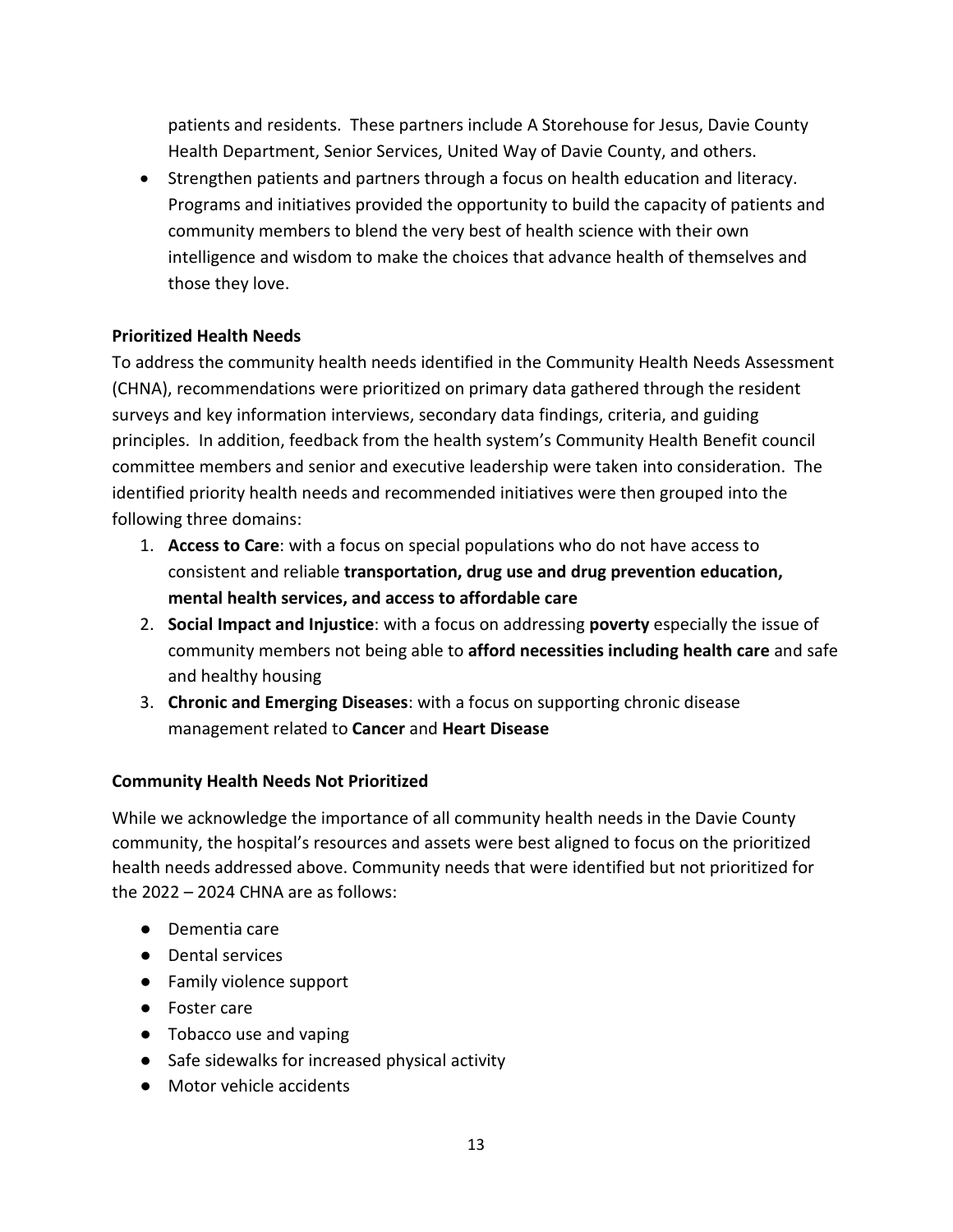patients and residents. These partners include A Storehouse for Jesus, Davie County Health Department, Senior Services, United Way of Davie County, and others.

- Strengthen patients and partners through a focus on health education and literacy. Programs and initiatives provided the opportunity to build the capacity of patients and community members to blend the very best of health science with their own intelligence and wisdom to make the choices that advance health of themselves and those they love.

**Prioritized Health Needs**

To address the community health needs identified in the Community Health Needs Assessment (CHNA), recommendations were prioritized on primary data gathered through the resident surveys and key information interviews, secondary data findings, criteria, and guiding principles. In addition, feedback from the health system's Community Health Benefit council committee members and senior and executive leadership were taken into consideration. The identified priority health needs and recommended initiatives were then grouped into the following three domains:

1. **Access to Care**: with a focus on special populations who do not have access to consistent and reliable **transportation, drug use and drug prevention education, mental health services, and access to affordable care**
2. **Social Impact and Injustice**: with a focus on addressing **poverty** especially the issue of community members not being able to **afford necessities including health care** and safe and healthy housing
3. **Chronic and Emerging Diseases**: with a focus on supporting chronic disease management related to **Cancer** and **Heart Disease**

**Community Health Needs Not Prioritized**

While we acknowledge the importance of all community health needs in the Davie County community, the hospital's resources and assets were best aligned to focus on the prioritized health needs addressed above. Community needs that were identified but not prioritized for the 2022 – 2024 CHNA are as follows:

- Dementia care
- Dental services
- Family violence support
- Foster care
- Tobacco use and vaping
- Safe sidewalks for increased physical activity
- Motor vehicle accidents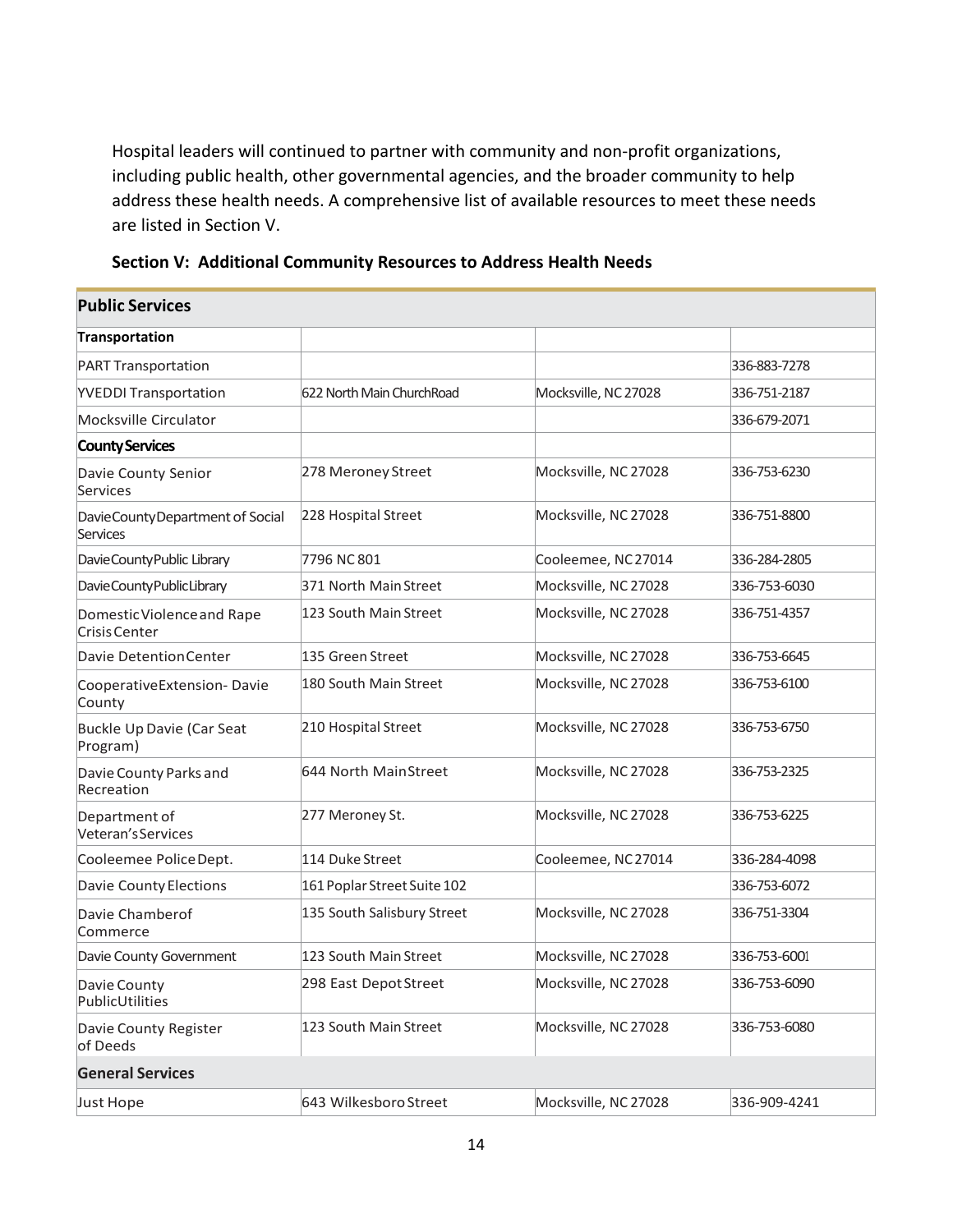Hospital leaders will continued to partner with community and non-profit organizations, including public health, other governmental agencies, and the broader community to help address these health needs. A comprehensive list of available resources to meet these needs are listed in Section V.

### Section V: Additional Community Resources to Address Health Needs

| Public Services | | | |
|---|---|---|---|
| **Transportation** | | | |
| PART Transportation | | | 336-883-7278 |
| YVEDDI Transportation | 622 North Main ChurchRoad | Mocksville, NC 27028 | 336-751-2187 |
| Mocksville Circulator | | | 336-679-2071 |
| **County Services** | | | |
| Davie County Senior Services | 278 Meroney Street | Mocksville, NC 27028 | 336-753-6230 |
| DavieCountyDepartment of Social Services | 228 Hospital Street | Mocksville, NC 27028 | 336-751-8800 |
| DavieCountyPublic Library | 7796 NC 801 | Cooleemee, NC 27014 | 336-284-2805 |
| DavieCountyPublicLibrary | 371 North Main Street | Mocksville, NC 27028 | 336-753-6030 |
| DomesticViolence and Rape Crisis Center | 123 South Main Street | Mocksville, NC 27028 | 336-751-4357 |
| Davie DetentionCenter | 135 Green Street | Mocksville, NC 27028 | 336-753-6645 |
| CooperativeExtension- Davie County | 180 South Main Street | Mocksville, NC 27028 | 336-753-6100 |
| Buckle Up Davie (Car Seat Program) | 210 Hospital Street | Mocksville, NC 27028 | 336-753-6750 |
| Davie County Parks and Recreation | 644 North MainStreet | Mocksville, NC 27028 | 336-753-2325 |
| Department of Veteran'sServices | 277 Meroney St. | Mocksville, NC 27028 | 336-753-6225 |
| Cooleemee Police Dept. | 114 Duke Street | Cooleemee, NC 27014 | 336-284-4098 |
| Davie County Elections | 161 Poplar Street Suite 102 | | 336-753-6072 |
| Davie Chamberof Commerce | 135 South Salisbury Street | Mocksville, NC 27028 | 336-751-3304 |
| Davie County Government | 123 South Main Street | Mocksville, NC 27028 | 336-753-6001 |
| Davie County PublicUtilities | 298 East Depot Street | Mocksville, NC 27028 | 336-753-6090 |
| Davie County Register of Deeds | 123 South Main Street | Mocksville, NC 27028 | 336-753-6080 |
| **General Services** | | | |
| Just Hope | 643 Wilkesboro Street | Mocksville, NC 27028 | 336-909-4241 |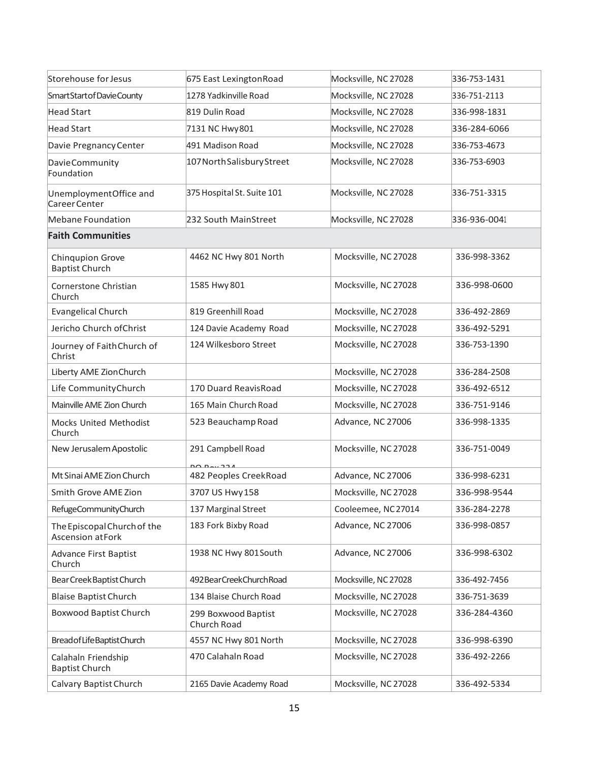| | | | |
|---|---|---|---|
| Storehouse for Jesus | 675 East Lexington Road | Mocksville, NC 27028 | 336-753-1431 |
| Smart Start of Davie County | 1278 Yadkinville Road | Mocksville, NC 27028 | 336-751-2113 |
| Head Start | 819 Dulin Road | Mocksville, NC 27028 | 336-998-1831 |
| Head Start | 7131 NC Hwy 801 | Mocksville, NC 27028 | 336-284-6066 |
| Davie Pregnancy Center | 491 Madison Road | Mocksville, NC 27028 | 336-753-4673 |
| Davie Community Foundation | 107 North Salisbury Street | Mocksville, NC 27028 | 336-753-6903 |
| Unemployment Office and Career Center | 375 Hospital St. Suite 101 | Mocksville, NC 27028 | 336-751-3315 |
| Mebane Foundation | 232 South Main Street | Mocksville, NC 27028 | 336-936-0041 |
| **Faith Communities** | | | |
| Chinqupion Grove Baptist Church | 4462 NC Hwy 801 North | Mocksville, NC 27028 | 336-998-3362 |
| Cornerstone Christian Church | 1585 Hwy 801 | Mocksville, NC 27028 | 336-998-0600 |
| Evangelical Church | 819 Greenhill Road | Mocksville, NC 27028 | 336-492-2869 |
| Jericho Church of Christ | 124 Davie Academy Road | Mocksville, NC 27028 | 336-492-5291 |
| Journey of Faith Church of Christ | 124 Wilkesboro Street | Mocksville, NC 27028 | 336-753-1390 |
| Liberty AME Zion Church | | Mocksville, NC 27028 | 336-284-2508 |
| Life Community Church | 170 Duard Reavis Road | Mocksville, NC 27028 | 336-492-6512 |
| Mainville AME Zion Church | 165 Main Church Road | Mocksville, NC 27028 | 336-751-9146 |
| Mocks United Methodist Church | 523 Beauchamp Road | Advance, NC 27006 | 336-998-1335 |
| New Jerusalem Apostolic | 291 Campbell Road PO Box 334 | Mocksville, NC 27028 | 336-751-0049 |
| Mt Sinai AME Zion Church | 482 Peoples Creek Road | Advance, NC 27006 | 336-998-6231 |
| Smith Grove AME Zion | 3707 US Hwy 158 | Mocksville, NC 27028 | 336-998-9544 |
| Refuge Community Church | 137 Marginal Street | Cooleemee, NC 27014 | 336-284-2278 |
| The Episcopal Church of the Ascension at Fork | 183 Fork Bixby Road | Advance, NC 27006 | 336-998-0857 |
| Advance First Baptist Church | 1938 NC Hwy 801 South | Advance, NC 27006 | 336-998-6302 |
| Bear Creek Baptist Church | 492 Bear Creek Church Road | Mocksville, NC 27028 | 336-492-7456 |
| Blaise Baptist Church | 134 Blaise Church Road | Mocksville, NC 27028 | 336-751-3639 |
| Boxwood Baptist Church | 299 Boxwood Baptist Church Road | Mocksville, NC 27028 | 336-284-4360 |
| Bread of Life Baptist Church | 4557 NC Hwy 801 North | Mocksville, NC 27028 | 336-998-6390 |
| Calahaln Friendship Baptist Church | 470 Calahaln Road | Mocksville, NC 27028 | 336-492-2266 |
| Calvary Baptist Church | 2165 Davie Academy Road | Mocksville, NC 27028 | 336-492-5334 |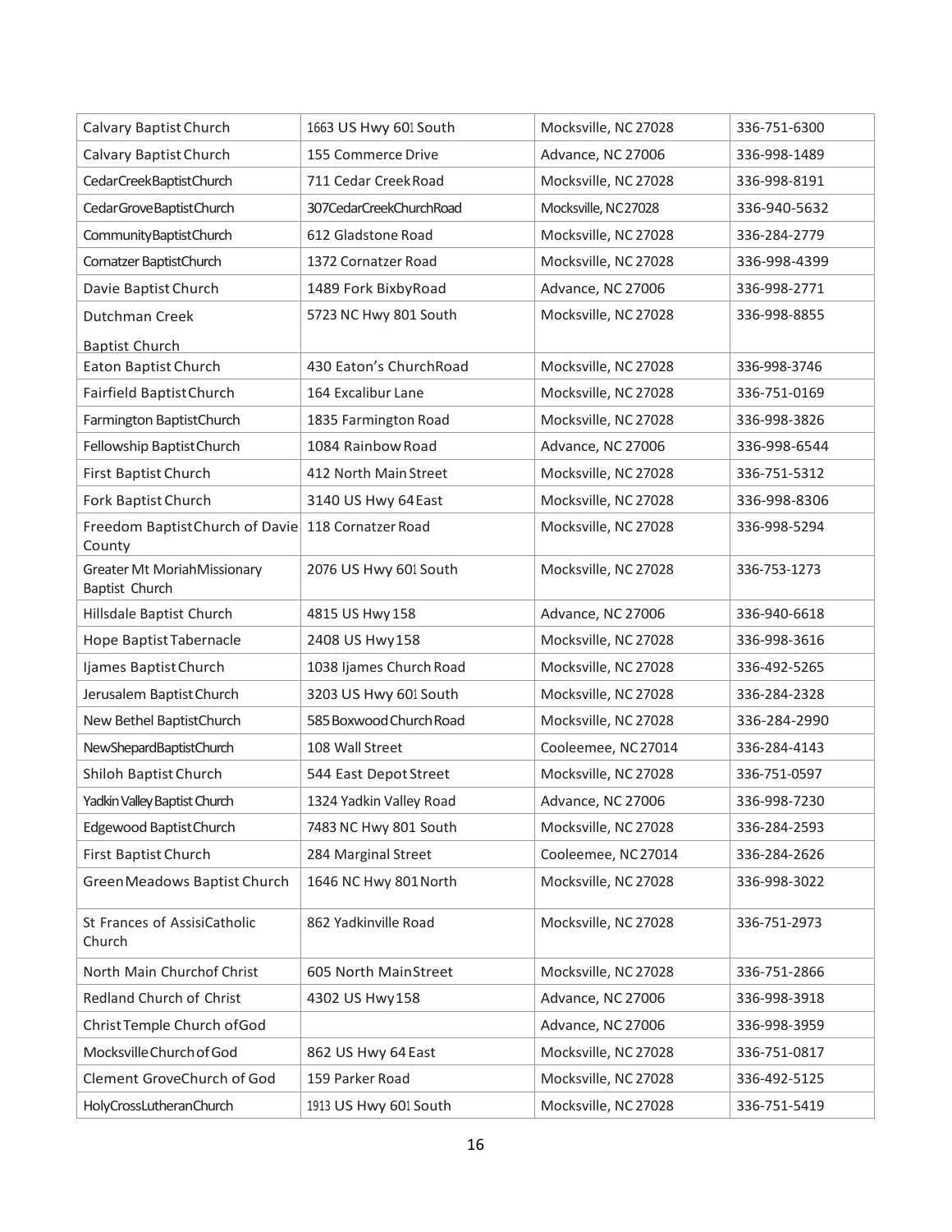| Calvary Baptist Church | 1663 US Hwy 601 South | Mocksville, NC 27028 | 336-751-6300 |
|---|---|---|---|
| Calvary Baptist Church | 155 Commerce Drive | Advance, NC 27006 | 336-998-1489 |
| CedarCreekBaptistChurch | 711 Cedar Creek Road | Mocksville, NC 27028 | 336-998-8191 |
| CedarGroveBaptistChurch | 307CedarCreekChurchRoad | Mocksville, NC27028 | 336-940-5632 |
| CommunityBaptistChurch | 612 Gladstone Road | Mocksville, NC 27028 | 336-284-2779 |
| Cornatzer BaptistChurch | 1372 Cornatzer Road | Mocksville, NC 27028 | 336-998-4399 |
| Davie Baptist Church | 1489 Fork BixbyRoad | Advance, NC 27006 | 336-998-2771 |
| Dutchman Creek Baptist Church | 5723 NC Hwy 801 South | Mocksville, NC 27028 | 336-998-8855 |
| Eaton Baptist Church | 430 Eaton's ChurchRoad | Mocksville, NC 27028 | 336-998-3746 |
| Fairfield BaptistChurch | 164 Excalibur Lane | Mocksville, NC 27028 | 336-751-0169 |
| Farmington BaptistChurch | 1835 Farmington Road | Mocksville, NC 27028 | 336-998-3826 |
| Fellowship BaptistChurch | 1084 Rainbow Road | Advance, NC 27006 | 336-998-6544 |
| First Baptist Church | 412 North Main Street | Mocksville, NC 27028 | 336-751-5312 |
| Fork Baptist Church | 3140 US Hwy 64 East | Mocksville, NC 27028 | 336-998-8306 |
| Freedom BaptistChurch of Davie County | 118 Cornatzer Road | Mocksville, NC 27028 | 336-998-5294 |
| Greater Mt MoriahMissionary Baptist Church | 2076 US Hwy 601 South | Mocksville, NC 27028 | 336-753-1273 |
| Hillsdale Baptist Church | 4815 US Hwy 158 | Advance, NC 27006 | 336-940-6618 |
| Hope Baptist Tabernacle | 2408 US Hwy158 | Mocksville, NC 27028 | 336-998-3616 |
| Ijames Baptist Church | 1038 Ijames Church Road | Mocksville, NC 27028 | 336-492-5265 |
| Jerusalem Baptist Church | 3203 US Hwy 601 South | Mocksville, NC 27028 | 336-284-2328 |
| New Bethel BaptistChurch | 585 Boxwood Church Road | Mocksville, NC 27028 | 336-284-2990 |
| NewShepardBaptistChurch | 108 Wall Street | Cooleemee, NC 27014 | 336-284-4143 |
| Shiloh Baptist Church | 544 East Depot Street | Mocksville, NC 27028 | 336-751-0597 |
| Yadkin Valley Baptist Church | 1324 Yadkin Valley Road | Advance, NC 27006 | 336-998-7230 |
| Edgewood BaptistChurch | 7483 NC Hwy 801 South | Mocksville, NC 27028 | 336-284-2593 |
| First Baptist Church | 284 Marginal Street | Cooleemee, NC 27014 | 336-284-2626 |
| Green Meadows Baptist Church | 1646 NC Hwy 801 North | Mocksville, NC 27028 | 336-998-3022 |
| St Frances of AssisiCatholic Church | 862 Yadkinville Road | Mocksville, NC 27028 | 336-751-2973 |
| North Main Churchof Christ | 605 North MainStreet | Mocksville, NC 27028 | 336-751-2866 |
| Redland Church of Christ | 4302 US Hwy158 | Advance, NC 27006 | 336-998-3918 |
| Christ Temple Church ofGod | | Advance, NC 27006 | 336-998-3959 |
| MocksvilleChurchofGod | 862 US Hwy 64 East | Mocksville, NC 27028 | 336-751-0817 |
| Clement GroveChurch of God | 159 Parker Road | Mocksville, NC 27028 | 336-492-5125 |
| HolyCrossLutheranChurch | 1913 US Hwy 601 South | Mocksville, NC 27028 | 336-751-5419 |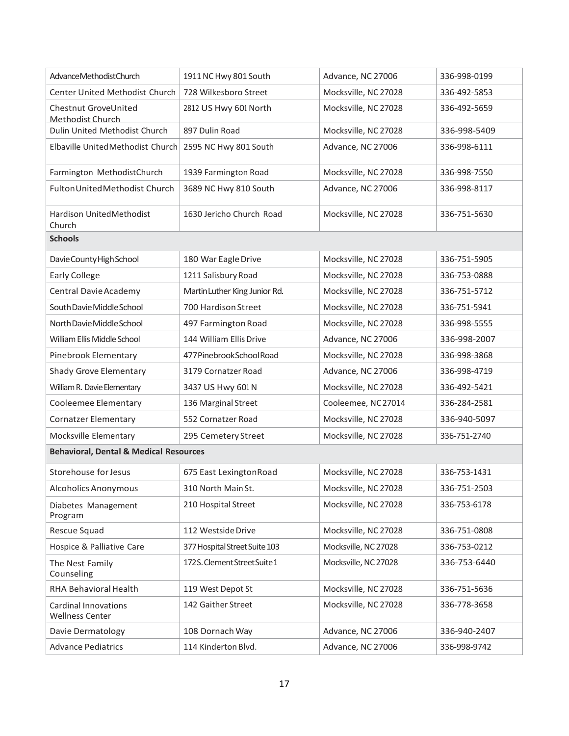| | | | |
|---|---|---|---|
| Advance Methodist Church | 1911 NC Hwy 801 South | Advance, NC 27006 | 336-998-0199 |
| Center United Methodist Church | 728 Wilkesboro Street | Mocksville, NC 27028 | 336-492-5853 |
| Chestnut Grove United Methodist Church | 2812 US Hwy 601 North | Mocksville, NC 27028 | 336-492-5659 |
| Dulin United Methodist Church | 897 Dulin Road | Mocksville, NC 27028 | 336-998-5409 |
| Elbaville United Methodist Church | 2595 NC Hwy 801 South | Advance, NC 27006 | 336-998-6111 |
| Farmington Methodist Church | 1939 Farmington Road | Mocksville, NC 27028 | 336-998-7550 |
| Fulton United Methodist Church | 3689 NC Hwy 810 South | Advance, NC 27006 | 336-998-8117 |
| Hardison United Methodist Church | 1630 Jericho Church Road | Mocksville, NC 27028 | 336-751-5630 |
| **Schools** | | | |
| Davie County High School | 180 War Eagle Drive | Mocksville, NC 27028 | 336-751-5905 |
| Early College | 1211 Salisbury Road | Mocksville, NC 27028 | 336-753-0888 |
| Central Davie Academy | Martin Luther King Junior Rd. | Mocksville, NC 27028 | 336-751-5712 |
| South Davie Middle School | 700 Hardison Street | Mocksville, NC 27028 | 336-751-5941 |
| North Davie Middle School | 497 Farmington Road | Mocksville, NC 27028 | 336-998-5555 |
| William Ellis Middle School | 144 William Ellis Drive | Advance, NC 27006 | 336-998-2007 |
| Pinebrook Elementary | 477 Pinebrook School Road | Mocksville, NC 27028 | 336-998-3868 |
| Shady Grove Elementary | 3179 Cornatzer Road | Advance, NC 27006 | 336-998-4719 |
| William R. Davie Elementary | 3437 US Hwy 601 N | Mocksville, NC 27028 | 336-492-5421 |
| Cooleemee Elementary | 136 Marginal Street | Cooleemee, NC 27014 | 336-284-2581 |
| Cornatzer Elementary | 552 Cornatzer Road | Mocksville, NC 27028 | 336-940-5097 |
| Mocksville Elementary | 295 Cemetery Street | Mocksville, NC 27028 | 336-751-2740 |
| **Behavioral, Dental & Medical Resources** | | | |
| Storehouse for Jesus | 675 East Lexington Road | Mocksville, NC 27028 | 336-753-1431 |
| Alcoholics Anonymous | 310 North Main St. | Mocksville, NC 27028 | 336-751-2503 |
| Diabetes Management Program | 210 Hospital Street | Mocksville, NC 27028 | 336-753-6178 |
| Rescue Squad | 112 Westside Drive | Mocksville, NC 27028 | 336-751-0808 |
| Hospice & Palliative Care | 377 Hospital Street Suite 103 | Mocksville, NC 27028 | 336-753-0212 |
| The Nest Family Counseling | 172 S. Clement Street Suite 1 | Mocksville, NC 27028 | 336-753-6440 |
| RHA Behavioral Health | 119 West Depot St | Mocksville, NC 27028 | 336-751-5636 |
| Cardinal Innovations Wellness Center | 142 Gaither Street | Mocksville, NC 27028 | 336-778-3658 |
| Davie Dermatology | 108 Dornach Way | Advance, NC 27006 | 336-940-2407 |
| Advance Pediatrics | 114 Kinderton Blvd. | Advance, NC 27006 | 336-998-9742 |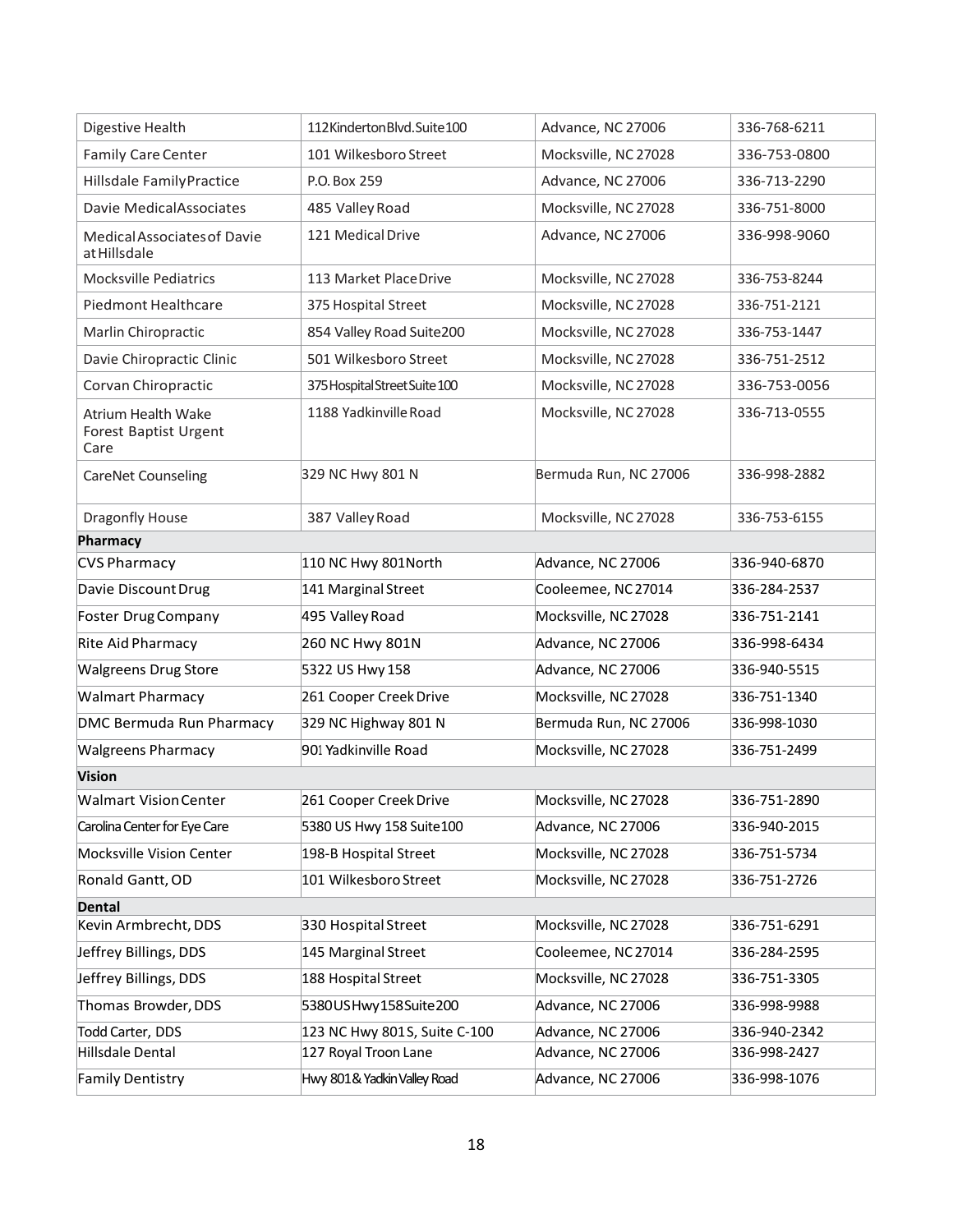| | | | |
|---|---|---|---|
| Digestive Health | 112 Kinderton Blvd. Suite 100 | Advance, NC 27006 | 336-768-6211 |
| Family Care Center | 101 Wilkesboro Street | Mocksville, NC 27028 | 336-753-0800 |
| Hillsdale Family Practice | P.O. Box 259 | Advance, NC 27006 | 336-713-2290 |
| Davie Medical Associates | 485 Valley Road | Mocksville, NC 27028 | 336-751-8000 |
| Medical Associates of Davie at Hillsdale | 121 Medical Drive | Advance, NC 27006 | 336-998-9060 |
| Mocksville Pediatrics | 113 Market Place Drive | Mocksville, NC 27028 | 336-753-8244 |
| Piedmont Healthcare | 375 Hospital Street | Mocksville, NC 27028 | 336-751-2121 |
| Marlin Chiropractic | 854 Valley Road Suite 200 | Mocksville, NC 27028 | 336-753-1447 |
| Davie Chiropractic Clinic | 501 Wilkesboro Street | Mocksville, NC 27028 | 336-751-2512 |
| Corvan Chiropractic | 375 Hospital Street Suite 100 | Mocksville, NC 27028 | 336-753-0056 |
| Atrium Health Wake Forest Baptist Urgent Care | 1188 Yadkinville Road | Mocksville, NC 27028 | 336-713-0555 |
| CareNet Counseling | 329 NC Hwy 801 N | Bermuda Run, NC 27006 | 336-998-2882 |
| Dragonfly House | 387 Valley Road | Mocksville, NC 27028 | 336-753-6155 |
| **Pharmacy** | | | |
| CVS Pharmacy | 110 NC Hwy 801 North | Advance, NC 27006 | 336-940-6870 |
| Davie Discount Drug | 141 Marginal Street | Cooleemee, NC 27014 | 336-284-2537 |
| Foster Drug Company | 495 Valley Road | Mocksville, NC 27028 | 336-751-2141 |
| Rite Aid Pharmacy | 260 NC Hwy 801N | Advance, NC 27006 | 336-998-6434 |
| Walgreens Drug Store | 5322 US Hwy 158 | Advance, NC 27006 | 336-940-5515 |
| Walmart Pharmacy | 261 Cooper Creek Drive | Mocksville, NC 27028 | 336-751-1340 |
| DMC Bermuda Run Pharmacy | 329 NC Highway 801 N | Bermuda Run, NC 27006 | 336-998-1030 |
| Walgreens Pharmacy | 901 Yadkinville Road | Mocksville, NC 27028 | 336-751-2499 |
| **Vision** | | | |
| Walmart Vision Center | 261 Cooper Creek Drive | Mocksville, NC 27028 | 336-751-2890 |
| Carolina Center for Eye Care | 5380 US Hwy 158 Suite 100 | Advance, NC 27006 | 336-940-2015 |
| Mocksville Vision Center | 198-B Hospital Street | Mocksville, NC 27028 | 336-751-5734 |
| Ronald Gantt, OD | 101 Wilkesboro Street | Mocksville, NC 27028 | 336-751-2726 |
| **Dental** | | | |
| Kevin Armbrecht, DDS | 330 Hospital Street | Mocksville, NC 27028 | 336-751-6291 |
| Jeffrey Billings, DDS | 145 Marginal Street | Cooleemee, NC 27014 | 336-284-2595 |
| Jeffrey Billings, DDS | 188 Hospital Street | Mocksville, NC 27028 | 336-751-3305 |
| Thomas Browder, DDS | 5380 US Hwy 158 Suite 200 | Advance, NC 27006 | 336-998-9988 |
| Todd Carter, DDS | 123 NC Hwy 801 S, Suite C-100 | Advance, NC 27006 | 336-940-2342 |
| Hillsdale Dental | 127 Royal Troon Lane | Advance, NC 27006 | 336-998-2427 |
| Family Dentistry | Hwy 801 & Yadkin Valley Road | Advance, NC 27006 | 336-998-1076 |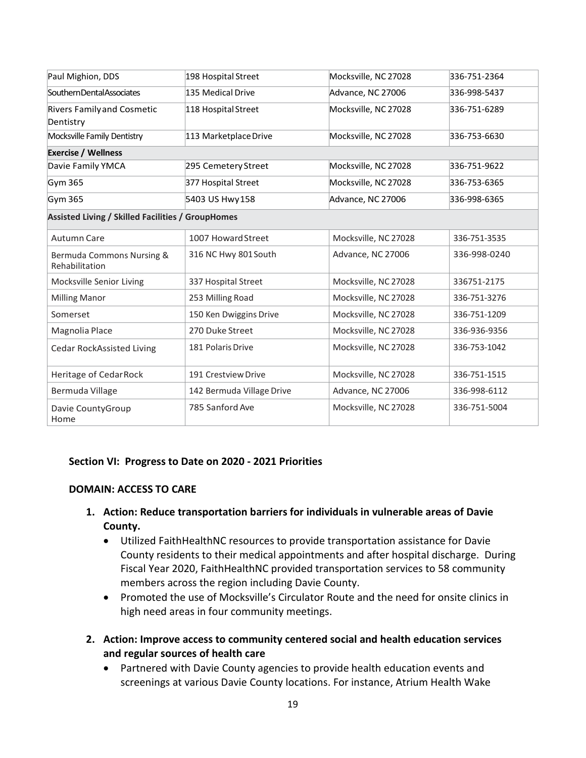| | | | |
|---|---|---|---|
| Paul Mighion, DDS | 198 Hospital Street | Mocksville, NC 27028 | 336-751-2364 |
| SouthernDentalAssociates | 135 Medical Drive | Advance, NC 27006 | 336-998-5437 |
| Rivers Family and Cosmetic Dentistry | 118 Hospital Street | Mocksville, NC 27028 | 336-751-6289 |
| Mocksville Family Dentistry | 113 Marketplace Drive | Mocksville, NC 27028 | 336-753-6630 |
| **Exercise / Wellness** | | | |
| Davie Family YMCA | 295 Cemetery Street | Mocksville, NC 27028 | 336-751-9622 |
| Gym 365 | 377 Hospital Street | Mocksville, NC 27028 | 336-753-6365 |
| Gym 365 | 5403 US Hwy158 | Advance, NC 27006 | 336-998-6365 |
| **Assisted Living / Skilled Facilities / GroupHomes** | | | |
| Autumn Care | 1007 Howard Street | Mocksville, NC 27028 | 336-751-3535 |
| Bermuda Commons Nursing & Rehabilitation | 316 NC Hwy 801 South | Advance, NC 27006 | 336-998-0240 |
| Mocksville Senior Living | 337 Hospital Street | Mocksville, NC 27028 | 336751-2175 |
| Milling Manor | 253 Milling Road | Mocksville, NC 27028 | 336-751-3276 |
| Somerset | 150 Ken Dwiggins Drive | Mocksville, NC 27028 | 336-751-1209 |
| Magnolia Place | 270 Duke Street | Mocksville, NC 27028 | 336-936-9356 |
| Cedar RockAssisted Living | 181 Polaris Drive | Mocksville, NC 27028 | 336-753-1042 |
| Heritage of CedarRock | 191 Crestview Drive | Mocksville, NC 27028 | 336-751-1515 |
| Bermuda Village | 142 Bermuda Village Drive | Advance, NC 27006 | 336-998-6112 |
| Davie CountyGroup Home | 785 Sanford Ave | Mocksville, NC 27028 | 336-751-5004 |

## Section VI: Progress to Date on 2020 - 2021 Priorities

### DOMAIN: ACCESS TO CARE

1. **Action: Reduce transportation barriers for individuals in vulnerable areas of Davie County.**
   - Utilized FaithHealthNC resources to provide transportation assistance for Davie County residents to their medical appointments and after hospital discharge. During Fiscal Year 2020, FaithHealthNC provided transportation services to 58 community members across the region including Davie County.
   - Promoted the use of Mocksville's Circulator Route and the need for onsite clinics in high need areas in four community meetings.

2. **Action: Improve access to community centered social and health education services and regular sources of health care**
   - Partnered with Davie County agencies to provide health education events and screenings at various Davie County locations. For instance, Atrium Health Wake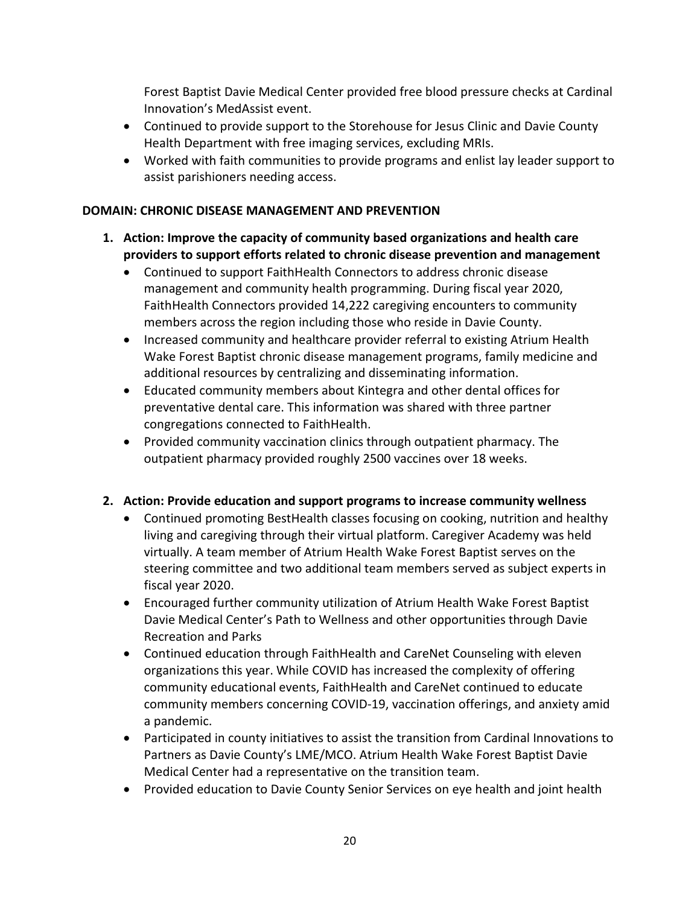Forest Baptist Davie Medical Center provided free blood pressure checks at Cardinal Innovation's MedAssist event.

- Continued to provide support to the Storehouse for Jesus Clinic and Davie County Health Department with free imaging services, excluding MRIs.
- Worked with faith communities to provide programs and enlist lay leader support to assist parishioners needing access.

**DOMAIN: CHRONIC DISEASE MANAGEMENT AND PREVENTION**

1. **Action: Improve the capacity of community based organizations and health care providers to support efforts related to chronic disease prevention and management**
   - Continued to support FaithHealth Connectors to address chronic disease management and community health programming. During fiscal year 2020, FaithHealth Connectors provided 14,222 caregiving encounters to community members across the region including those who reside in Davie County.
   - Increased community and healthcare provider referral to existing Atrium Health Wake Forest Baptist chronic disease management programs, family medicine and additional resources by centralizing and disseminating information.
   - Educated community members about Kintegra and other dental offices for preventative dental care. This information was shared with three partner congregations connected to FaithHealth.
   - Provided community vaccination clinics through outpatient pharmacy. The outpatient pharmacy provided roughly 2500 vaccines over 18 weeks.

2. **Action: Provide education and support programs to increase community wellness**
   - Continued promoting BestHealth classes focusing on cooking, nutrition and healthy living and caregiving through their virtual platform. Caregiver Academy was held virtually. A team member of Atrium Health Wake Forest Baptist serves on the steering committee and two additional team members served as subject experts in fiscal year 2020.
   - Encouraged further community utilization of Atrium Health Wake Forest Baptist Davie Medical Center's Path to Wellness and other opportunities through Davie Recreation and Parks
   - Continued education through FaithHealth and CareNet Counseling with eleven organizations this year. While COVID has increased the complexity of offering community educational events, FaithHealth and CareNet continued to educate community members concerning COVID-19, vaccination offerings, and anxiety amid a pandemic.
   - Participated in county initiatives to assist the transition from Cardinal Innovations to Partners as Davie County's LME/MCO. Atrium Health Wake Forest Baptist Davie Medical Center had a representative on the transition team.
   - Provided education to Davie County Senior Services on eye health and joint health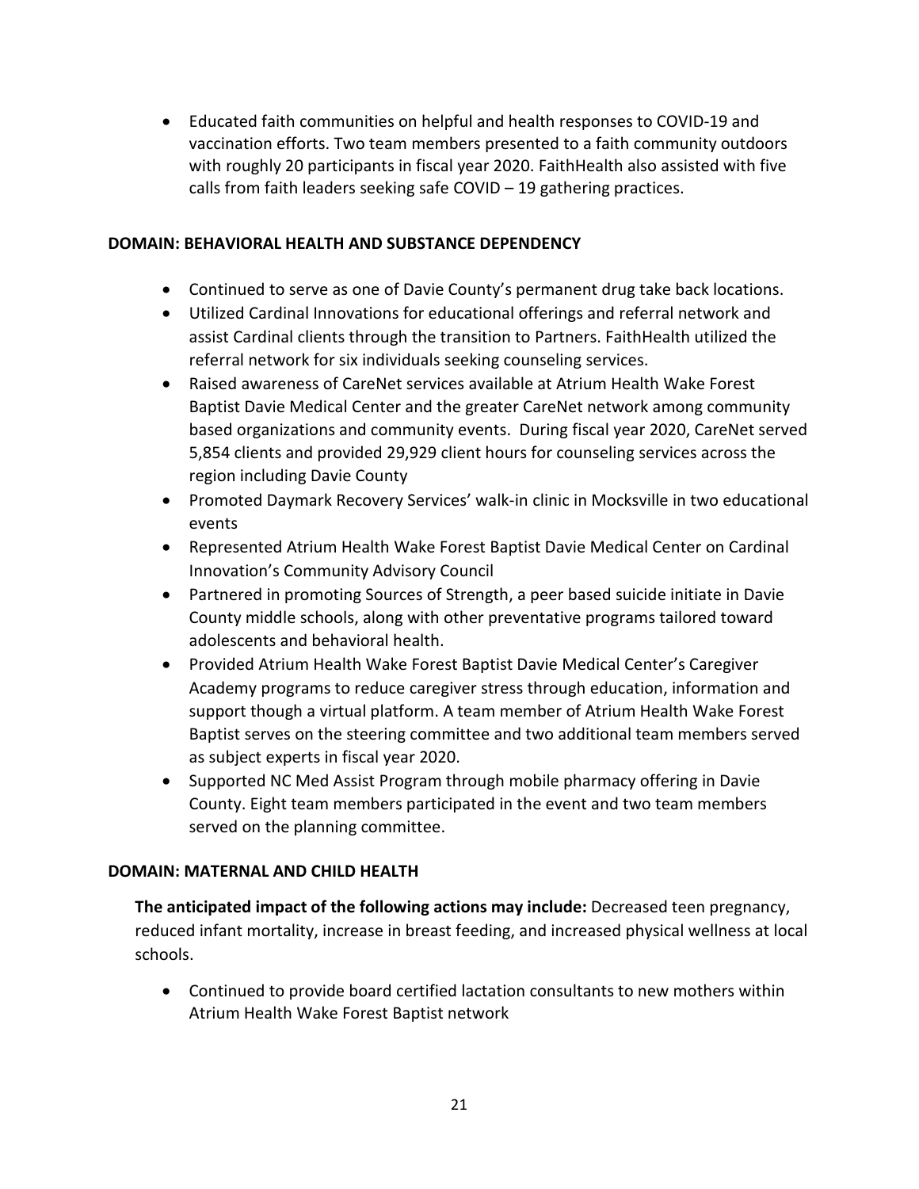- Educated faith communities on helpful and health responses to COVID-19 and vaccination efforts. Two team members presented to a faith community outdoors with roughly 20 participants in fiscal year 2020. FaithHealth also assisted with five calls from faith leaders seeking safe COVID – 19 gathering practices.

**DOMAIN: BEHAVIORAL HEALTH AND SUBSTANCE DEPENDENCY**

- Continued to serve as one of Davie County's permanent drug take back locations.
- Utilized Cardinal Innovations for educational offerings and referral network and assist Cardinal clients through the transition to Partners. FaithHealth utilized the referral network for six individuals seeking counseling services.
- Raised awareness of CareNet services available at Atrium Health Wake Forest Baptist Davie Medical Center and the greater CareNet network among community based organizations and community events. During fiscal year 2020, CareNet served 5,854 clients and provided 29,929 client hours for counseling services across the region including Davie County
- Promoted Daymark Recovery Services' walk-in clinic in Mocksville in two educational events
- Represented Atrium Health Wake Forest Baptist Davie Medical Center on Cardinal Innovation's Community Advisory Council
- Partnered in promoting Sources of Strength, a peer based suicide initiate in Davie County middle schools, along with other preventative programs tailored toward adolescents and behavioral health.
- Provided Atrium Health Wake Forest Baptist Davie Medical Center's Caregiver Academy programs to reduce caregiver stress through education, information and support though a virtual platform. A team member of Atrium Health Wake Forest Baptist serves on the steering committee and two additional team members served as subject experts in fiscal year 2020.
- Supported NC Med Assist Program through mobile pharmacy offering in Davie County. Eight team members participated in the event and two team members served on the planning committee.

**DOMAIN: MATERNAL AND CHILD HEALTH**

**The anticipated impact of the following actions may include:** Decreased teen pregnancy, reduced infant mortality, increase in breast feeding, and increased physical wellness at local schools.

- Continued to provide board certified lactation consultants to new mothers within Atrium Health Wake Forest Baptist network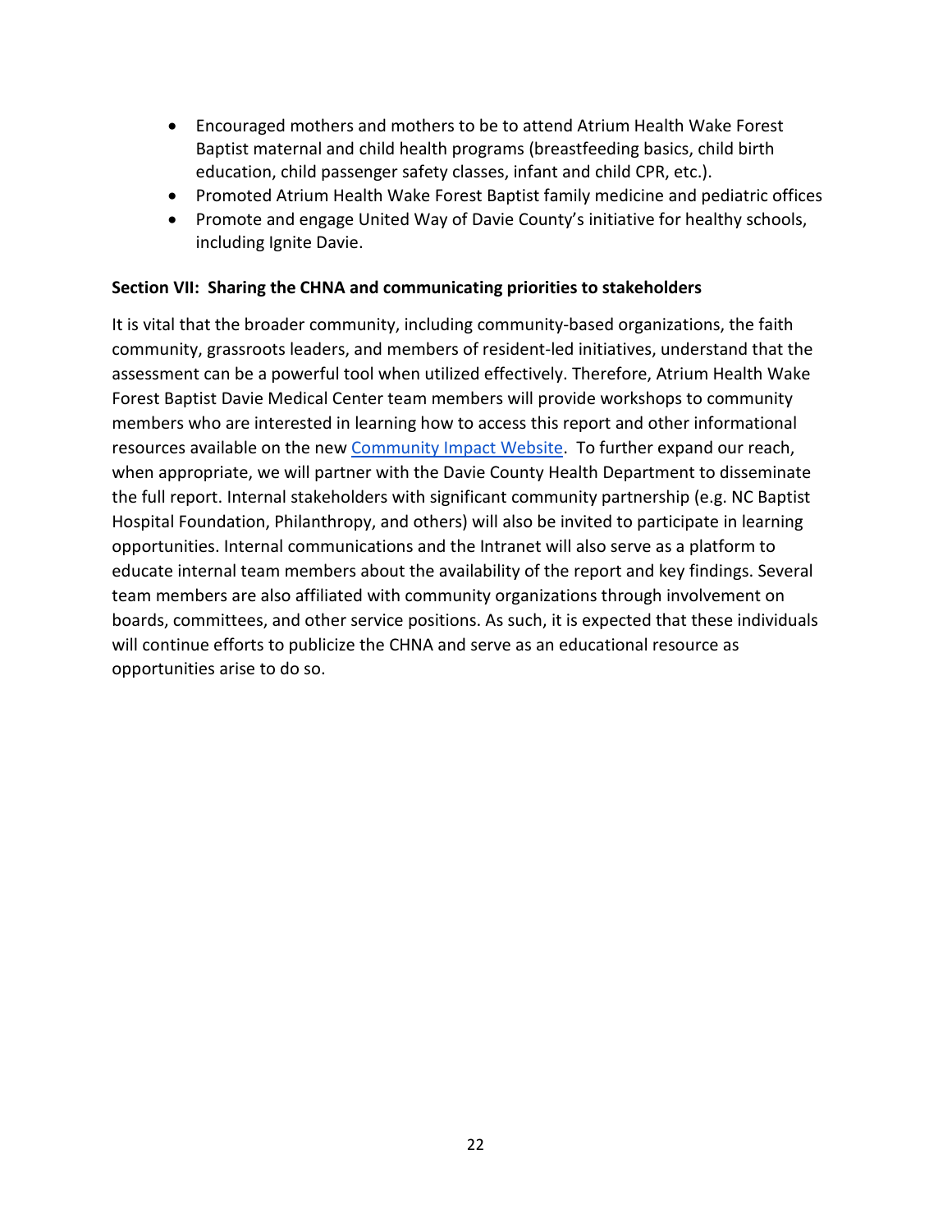- Encouraged mothers and mothers to be to attend Atrium Health Wake Forest Baptist maternal and child health programs (breastfeeding basics, child birth education, child passenger safety classes, infant and child CPR, etc.).
- Promoted Atrium Health Wake Forest Baptist family medicine and pediatric offices
- Promote and engage United Way of Davie County's initiative for healthy schools, including Ignite Davie.

**Section VII: Sharing the CHNA and communicating priorities to stakeholders**

It is vital that the broader community, including community-based organizations, the faith community, grassroots leaders, and members of resident-led initiatives, understand that the assessment can be a powerful tool when utilized effectively. Therefore, Atrium Health Wake Forest Baptist Davie Medical Center team members will provide workshops to community members who are interested in learning how to access this report and other informational resources available on the new Community Impact Website. To further expand our reach, when appropriate, we will partner with the Davie County Health Department to disseminate the full report. Internal stakeholders with significant community partnership (e.g. NC Baptist Hospital Foundation, Philanthropy, and others) will also be invited to participate in learning opportunities. Internal communications and the Intranet will also serve as a platform to educate internal team members about the availability of the report and key findings. Several team members are also affiliated with community organizations through involvement on boards, committees, and other service positions. As such, it is expected that these individuals will continue efforts to publicize the CHNA and serve as an educational resource as opportunities arise to do so.